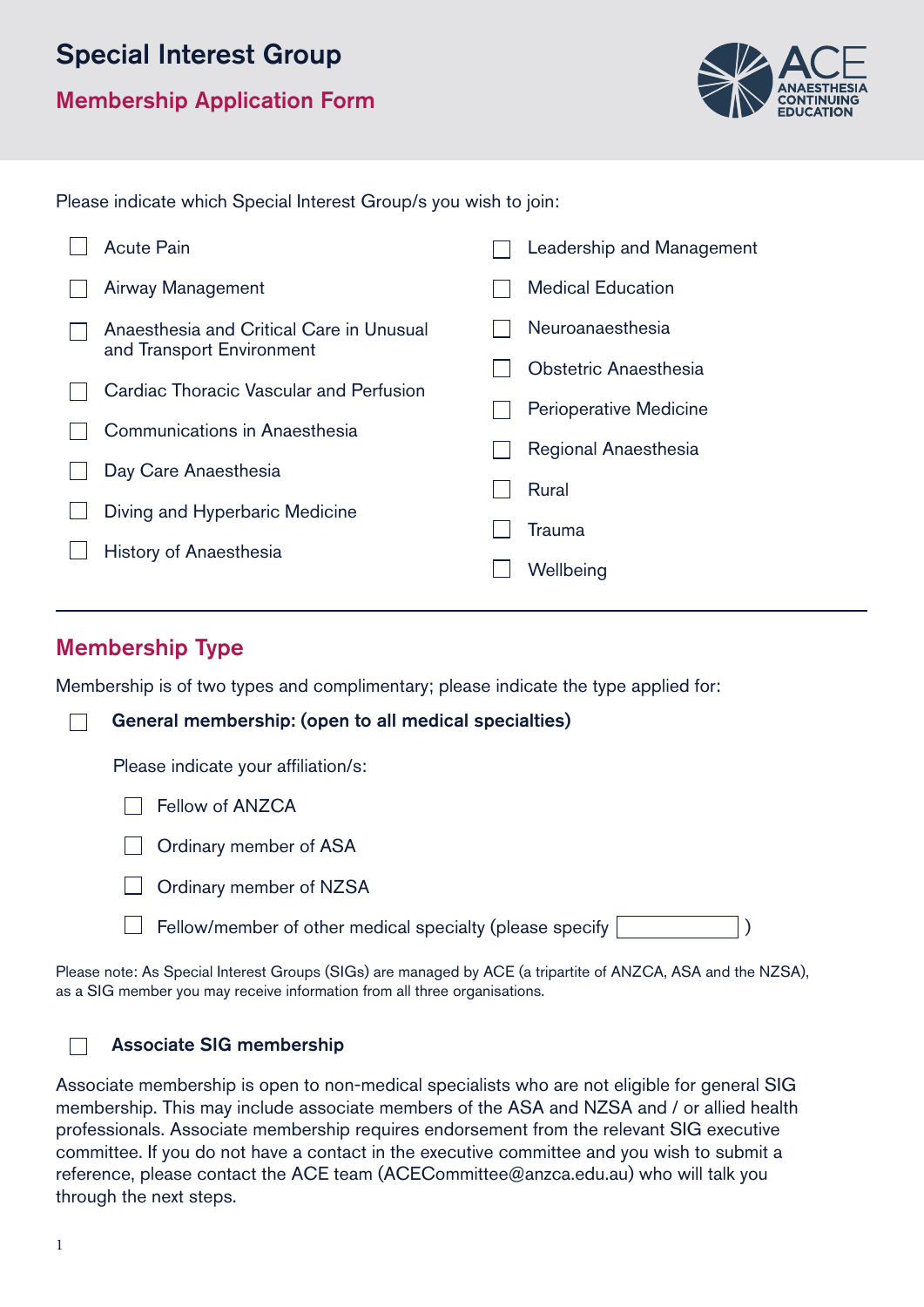# Special Interest Group

## Membership Application Form

Please indicate which Special Interest Group/s you wish to join:

- ☐ Acute Pain
- ☐ Airway Management
- ☐ Anaesthesia and Critical Care in Unusual and Transport Environment
- ☐ Cardiac Thoracic Vascular and Perfusion
- ☐ Communications in Anaesthesia
- ☐ Day Care Anaesthesia
- ☐ Diving and Hyperbaric Medicine
- ☐ History of Anaesthesia
- ☐ Leadership and Management
- ☐ Medical Education
- ☐ Neuroanaesthesia
- ☐ Obstetric Anaesthesia
- ☐ Perioperative Medicine
- ☐ Regional Anaesthesia
- ☐ Rural
- ☐ Trauma
- ☐ Wellbeing

---

## Membership Type

Membership is of two types and complimentary; please indicate the type applied for:

☐ **General membership: (open to all medical specialties)**

Please indicate your affiliation/s:

- ☐ Fellow of ANZCA
- ☐ Ordinary member of ASA
- ☐ Ordinary member of NZSA
- ☐ Fellow/member of other medical specialty (please specify ________ )

Please note: As Special Interest Groups (SIGs) are managed by ACE (a tripartite of ANZCA, ASA and the NZSA), as a SIG member you may receive information from all three organisations.

☐ **Associate SIG membership**

Associate membership is open to non-medical specialists who are not eligible for general SIG membership. This may include associate members of the ASA and NZSA and / or allied health professionals. Associate membership requires endorsement from the relevant SIG executive committee. If you do not have a contact in the executive committee and you wish to submit a reference, please contact the ACE team (ACECommittee@anzca.edu.au) who will talk you through the next steps.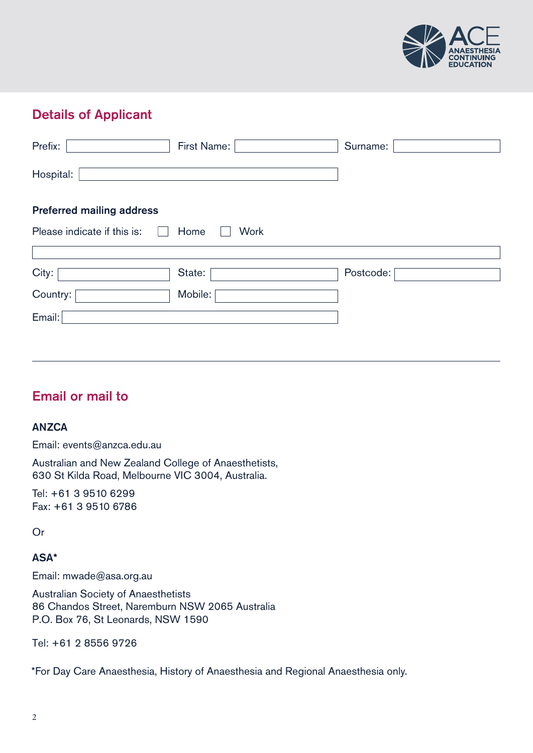## Details of Applicant

Prefix: ____________ First Name: ____________ Surname: ____________

Hospital: ____________

### Preferred mailing address

Please indicate if this is: ☐ Home ☐ Work

____________

City: ____________ State: ____________ Postcode: ____________

Country: ____________ Mobile: ____________

Email: ____________

---

## Email or mail to

**ANZCA**

Email: events@anzca.edu.au

Australian and New Zealand College of Anaesthetists,
630 St Kilda Road, Melbourne VIC 3004, Australia.

Tel: +61 3 9510 6299
Fax: +61 3 9510 6786

Or

**ASA***

Email: mwade@asa.org.au

Australian Society of Anaesthetists
86 Chandos Street, Naremburn NSW 2065 Australia
P.O. Box 76, St Leonards, NSW 1590

Tel: +61 2 8556 9726

*For Day Care Anaesthesia, History of Anaesthesia and Regional Anaesthesia only.